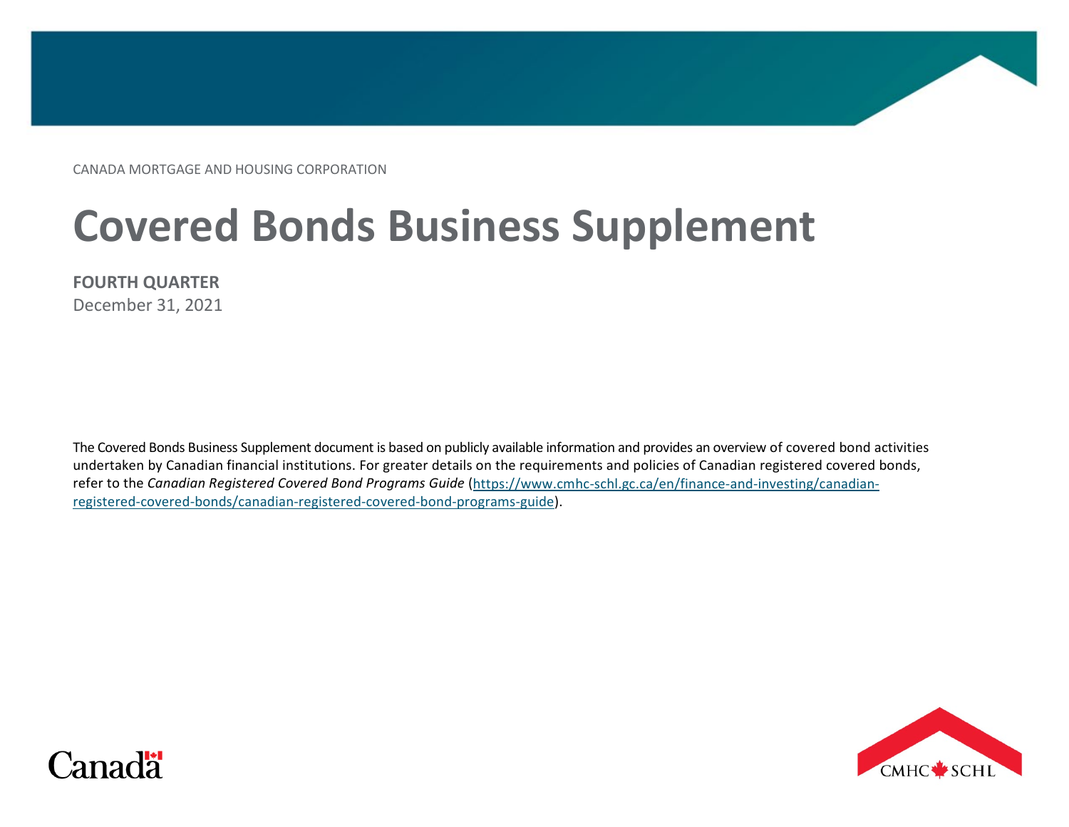CANADA MORTGAGE AND HOUSING CORPORATION

# Covered Bonds Business Supplement

**FOURTH QUARTER**
December 31, 2021

The Covered Bonds Business Supplement document is based on publicly available information and provides an overview of covered bond activities undertaken by Canadian financial institutions. For greater details on the requirements and policies of Canadian registered covered bonds, refer to the *Canadian Registered Covered Bond Programs Guide* (https://www.cmhc-schl.gc.ca/en/finance-and-investing/canadian-registered-covered-bonds/canadian-registered-covered-bond-programs-guide).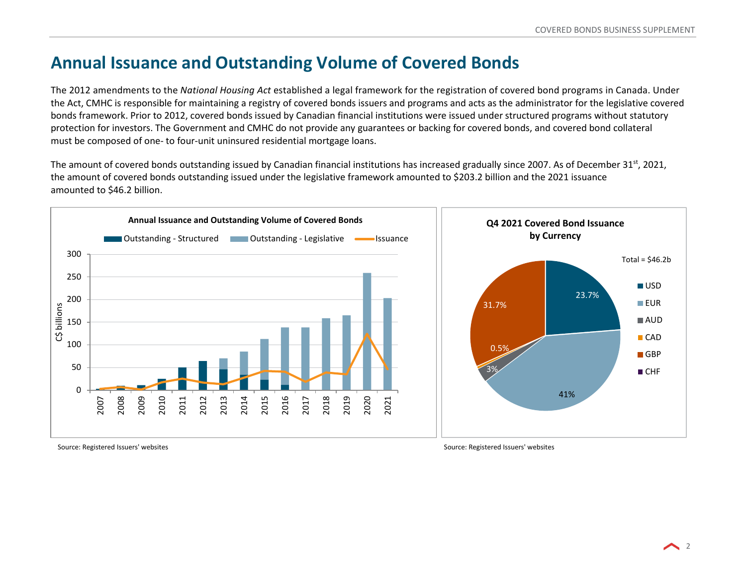# Annual Issuance and Outstanding Volume of Covered Bonds

The 2012 amendments to the *National Housing Act* established a legal framework for the registration of covered bond programs in Canada. Under the Act, CMHC is responsible for maintaining a registry of covered bonds issuers and programs and acts as the administrator for the legislative covered bonds framework. Prior to 2012, covered bonds issued by Canadian financial institutions were issued under structured programs without statutory protection for investors. The Government and CMHC do not provide any guarantees or backing for covered bonds, and covered bond collateral must be composed of one- to four-unit uninsured residential mortgage loans.

The amount of covered bonds outstanding issued by Canadian financial institutions has increased gradually since 2007. As of December 31st, 2021, the amount of covered bonds outstanding issued under the legislative framework amounted to $203.2 billion and the 2021 issuance amounted to $46.2 billion.

**Annual Issuance and Outstanding Volume of Covered Bonds**

Legend: Outstanding - Structured; Outstanding - Legislative; Issuance

Y-axis: C$ billions (0–300)

X-axis: 2007, 2008, 2009, 2010, 2011, 2012, 2013, 2014, 2015, 2016, 2017, 2018, 2019, 2020, 2021

Source: Registered Issuers' websites

**Q4 2021 Covered Bond Issuance by Currency**

Total = $46.2b

| Currency | Share |
|---|---|
| USD | 23.7% |
| EUR | 41% |
| AUD | 3% |
| CAD | 0.5% |
| GBP | 31.7% |
| CHF | |

Source: Registered Issuers' websites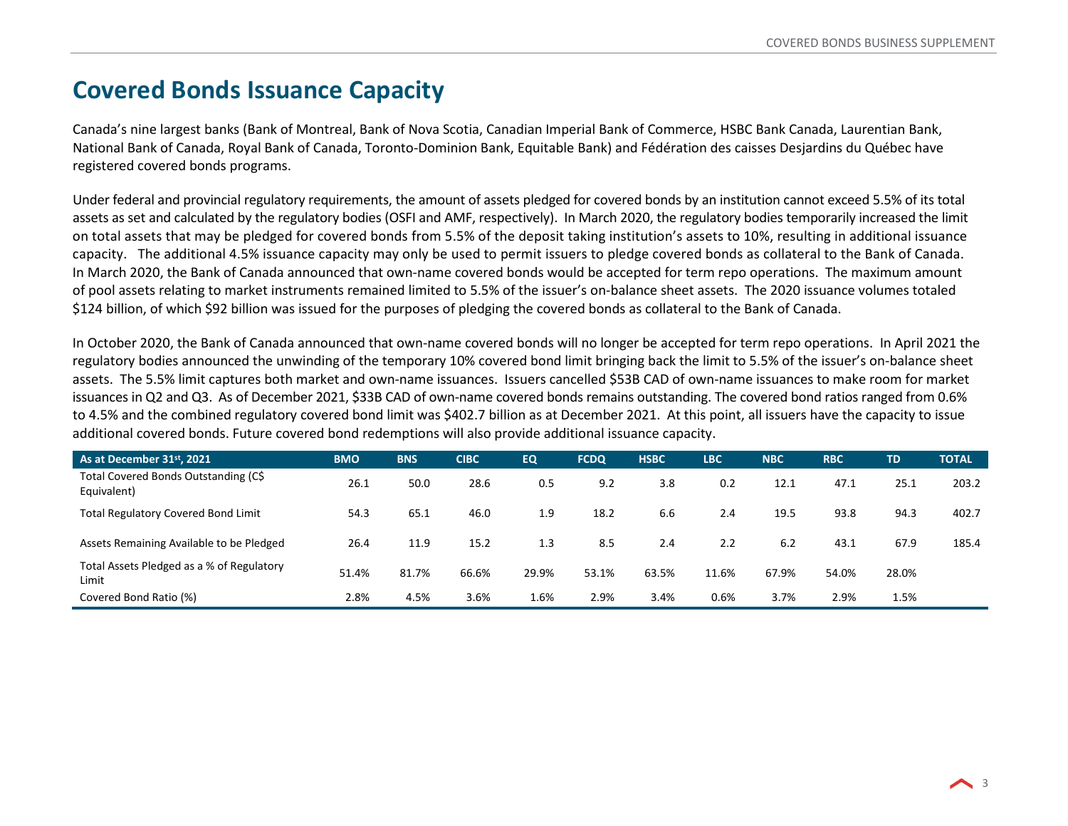# Covered Bonds Issuance Capacity

Canada's nine largest banks (Bank of Montreal, Bank of Nova Scotia, Canadian Imperial Bank of Commerce, HSBC Bank Canada, Laurentian Bank, National Bank of Canada, Royal Bank of Canada, Toronto-Dominion Bank, Equitable Bank) and Fédération des caisses Desjardins du Québec have registered covered bonds programs.

Under federal and provincial regulatory requirements, the amount of assets pledged for covered bonds by an institution cannot exceed 5.5% of its total assets as set and calculated by the regulatory bodies (OSFI and AMF, respectively). In March 2020, the regulatory bodies temporarily increased the limit on total assets that may be pledged for covered bonds from 5.5% of the deposit taking institution's assets to 10%, resulting in additional issuance capacity. The additional 4.5% issuance capacity may only be used to permit issuers to pledge covered bonds as collateral to the Bank of Canada. In March 2020, the Bank of Canada announced that own-name covered bonds would be accepted for term repo operations. The maximum amount of pool assets relating to market instruments remained limited to 5.5% of the issuer's on-balance sheet assets. The 2020 issuance volumes totaled $124 billion, of which $92 billion was issued for the purposes of pledging the covered bonds as collateral to the Bank of Canada.

In October 2020, the Bank of Canada announced that own-name covered bonds will no longer be accepted for term repo operations. In April 2021 the regulatory bodies announced the unwinding of the temporary 10% covered bond limit bringing back the limit to 5.5% of the issuer's on-balance sheet assets. The 5.5% limit captures both market and own-name issuances. Issuers cancelled $53B CAD of own-name issuances to make room for market issuances in Q2 and Q3. As of December 2021, $33B CAD of own-name covered bonds remains outstanding. The covered bond ratios ranged from 0.6% to 4.5% and the combined regulatory covered bond limit was $402.7 billion as at December 2021. At this point, all issuers have the capacity to issue additional covered bonds. Future covered bond redemptions will also provide additional issuance capacity.

| As at December 31st, 2021 | BMO | BNS | CIBC | EQ | FCDQ | HSBC | LBC | NBC | RBC | TD | TOTAL |
|---|---|---|---|---|---|---|---|---|---|---|---|
| Total Covered Bonds Outstanding (C$ Equivalent) | 26.1 | 50.0 | 28.6 | 0.5 | 9.2 | 3.8 | 0.2 | 12.1 | 47.1 | 25.1 | 203.2 |
| Total Regulatory Covered Bond Limit | 54.3 | 65.1 | 46.0 | 1.9 | 18.2 | 6.6 | 2.4 | 19.5 | 93.8 | 94.3 | 402.7 |
| Assets Remaining Available to be Pledged | 26.4 | 11.9 | 15.2 | 1.3 | 8.5 | 2.4 | 2.2 | 6.2 | 43.1 | 67.9 | 185.4 |
| Total Assets Pledged as a % of Regulatory Limit | 51.4% | 81.7% | 66.6% | 29.9% | 53.1% | 63.5% | 11.6% | 67.9% | 54.0% | 28.0% | |
| Covered Bond Ratio (%) | 2.8% | 4.5% | 3.6% | 1.6% | 2.9% | 3.4% | 0.6% | 3.7% | 2.9% | 1.5% | |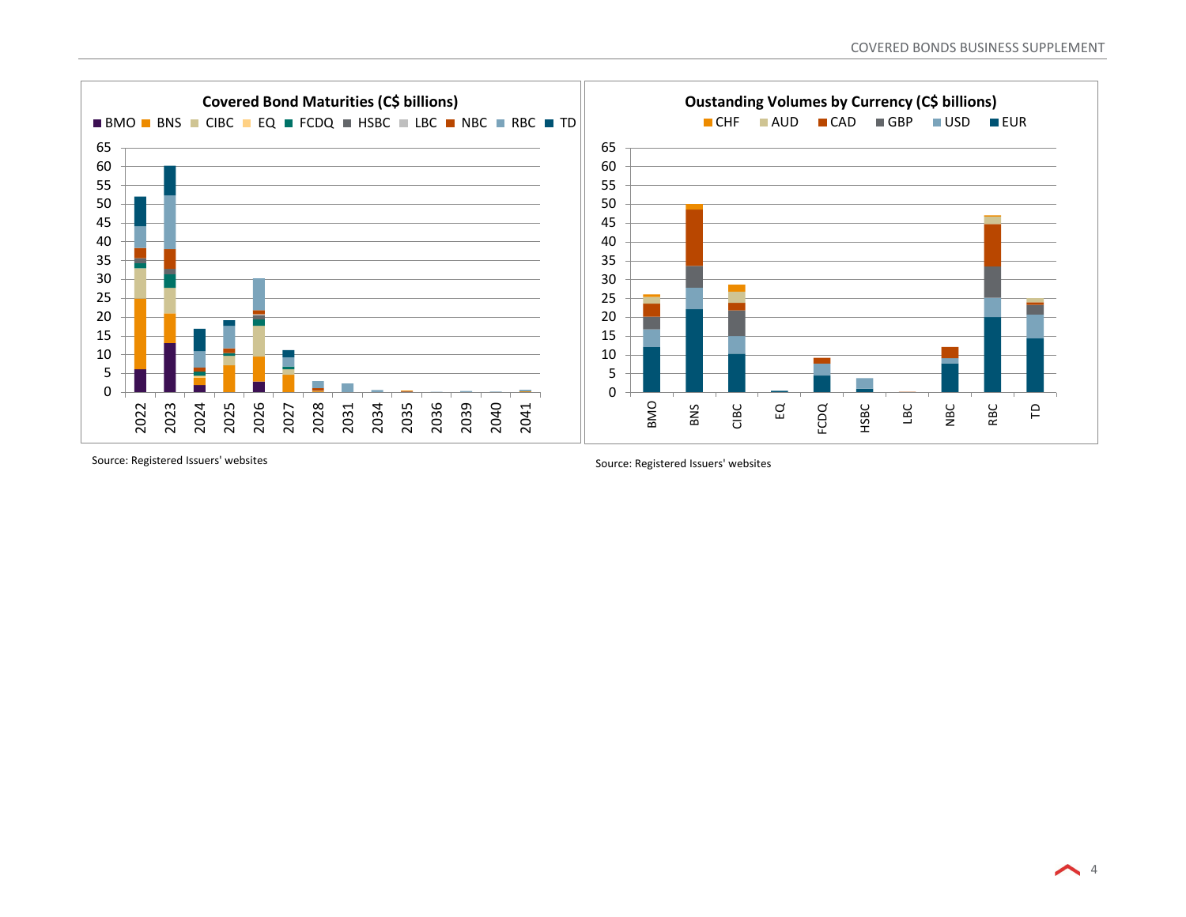**Covered Bond Maturities (C$ billions)**

BMO, BNS, CIBC, EQ, FCDQ, HSBC, LBC, NBC, RBC, TD

Source: Registered Issuers' websites

**Oustanding Volumes by Currency (C$ billions)**

CHF, AUD, CAD, GBP, USD, EUR

Source: Registered Issuers' websites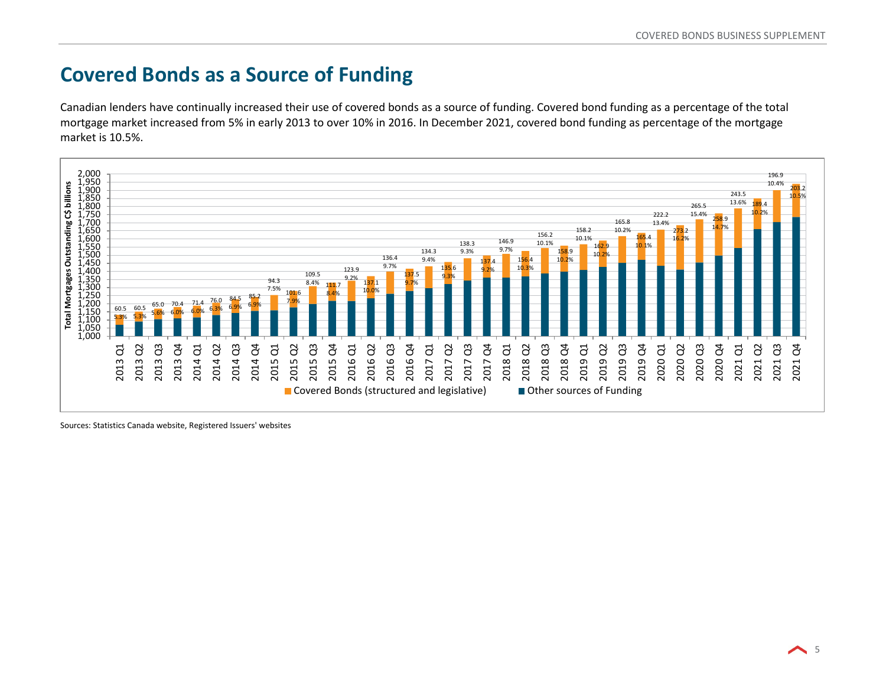# Covered Bonds as a Source of Funding

Canadian lenders have continually increased their use of covered bonds as a source of funding. Covered bond funding as a percentage of the total mortgage market increased from 5% in early 2013 to over 10% in 2016. In December 2021, covered bond funding as percentage of the mortgage market is 10.5%.

| Quarter | Covered Bonds (structured and legislative) (C$ billions) | % of Total Mortgages |
|---|---|---|
| 2013 Q1 | 60.5 | 5.3% |
| 2013 Q2 | 60.5 | 5.3% |
| 2013 Q3 | 65.0 | 5.6% |
| 2013 Q4 | 70.4 | 6.0% |
| 2014 Q1 | 71.4 | 6.0% |
| 2014 Q2 | 76.0 | 6.3% |
| 2014 Q3 | 84.5 | 6.9% |
| 2014 Q4 | 85.2 | 6.9% |
| 2015 Q1 | 94.3 | 7.5% |
| 2015 Q2 | 101.6 | 7.9% |
| 2015 Q3 | 109.5 | 8.4% |
| 2015 Q4 | 111.7 | 8.4% |
| 2016 Q1 | 123.9 | 9.2% |
| 2016 Q2 | 137.1 | 10.0% |
| 2016 Q3 | 136.4 | 9.7% |
| 2016 Q4 | 137.5 | 9.7% |
| 2017 Q1 | 134.3 | 9.4% |
| 2017 Q2 | 135.6 | 9.3% |
| 2017 Q3 | 138.3 | 9.3% |
| 2017 Q4 | 137.4 | 9.2% |
| 2018 Q1 | 146.9 | 9.7% |
| 2018 Q2 | 156.4 | 10.3% |
| 2018 Q3 | 156.2 | 10.1% |
| 2018 Q4 | 158.9 | 10.2% |
| 2019 Q1 | 158.2 | 10.1% |
| 2019 Q2 | 162.9 | 10.2% |
| 2019 Q3 | 165.8 | 10.2% |
| 2019 Q4 | 165.4 | 10.1% |
| 2020 Q1 | 222.2 | 13.4% |
| 2020 Q2 | 273.2 | 16.2% |
| 2020 Q3 | 265.5 | 15.4% |
| 2020 Q4 | 258.9 | 14.7% |
| 2021 Q1 | 243.5 | 13.6% |
| 2021 Q2 | 189.4 | 10.2% |
| 2021 Q3 | 196.9 | 10.4% |
| 2021 Q4 | 203.2 | 10.5% |

Total Mortgages Outstanding C$ billions; legend: Covered Bonds (structured and legislative); Other sources of Funding

Sources: Statistics Canada website, Registered Issuers' websites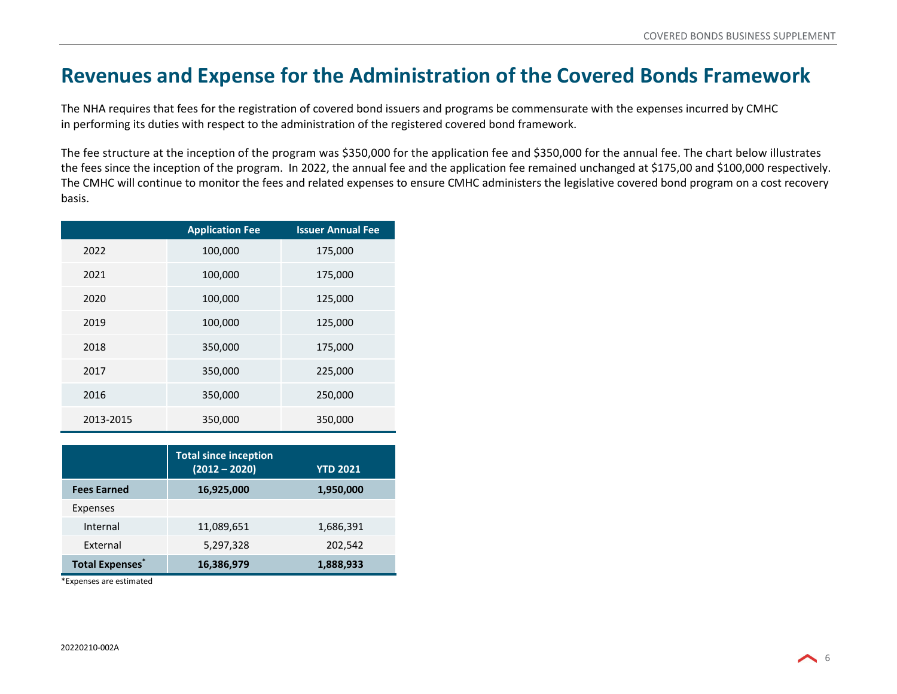# Revenues and Expense for the Administration of the Covered Bonds Framework

The NHA requires that fees for the registration of covered bond issuers and programs be commensurate with the expenses incurred by CMHC in performing its duties with respect to the administration of the registered covered bond framework.

The fee structure at the inception of the program was $350,000 for the application fee and $350,000 for the annual fee. The chart below illustrates the fees since the inception of the program. In 2022, the annual fee and the application fee remained unchanged at $175,00 and $100,000 respectively. The CMHC will continue to monitor the fees and related expenses to ensure CMHC administers the legislative covered bond program on a cost recovery basis.

| | Application Fee | Issuer Annual Fee |
|---|---|---|
| 2022 | 100,000 | 175,000 |
| 2021 | 100,000 | 175,000 |
| 2020 | 100,000 | 125,000 |
| 2019 | 100,000 | 125,000 |
| 2018 | 350,000 | 175,000 |
| 2017 | 350,000 | 225,000 |
| 2016 | 350,000 | 250,000 |
| 2013-2015 | 350,000 | 350,000 |

| | Total since inception (2012 – 2020) | YTD 2021 |
|---|---|---|
| **Fees Earned** | **16,925,000** | **1,950,000** |
| Expenses | | |
| Internal | 11,089,651 | 1,686,391 |
| External | 5,297,328 | 202,542 |
| **Total Expenses*** | **16,386,979** | **1,888,933** |

*Expenses are estimated

20220210-002A